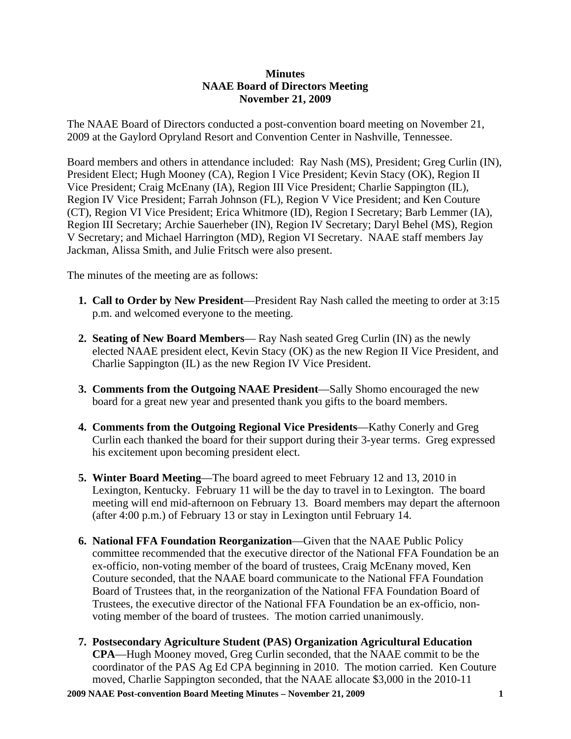**Minutes**
**NAAE Board of Directors Meeting**
**November 21, 2009**

The NAAE Board of Directors conducted a post-convention board meeting on November 21, 2009 at the Gaylord Opryland Resort and Convention Center in Nashville, Tennessee.

Board members and others in attendance included: Ray Nash (MS), President; Greg Curlin (IN), President Elect; Hugh Mooney (CA), Region I Vice President; Kevin Stacy (OK), Region II Vice President; Craig McEnany (IA), Region III Vice President; Charlie Sappington (IL), Region IV Vice President; Farrah Johnson (FL), Region V Vice President; and Ken Couture (CT), Region VI Vice President; Erica Whitmore (ID), Region I Secretary; Barb Lemmer (IA), Region III Secretary; Archie Sauerheber (IN), Region IV Secretary; Daryl Behel (MS), Region V Secretary; and Michael Harrington (MD), Region VI Secretary. NAAE staff members Jay Jackman, Alissa Smith, and Julie Fritsch were also present.

The minutes of the meeting are as follows:

1. **Call to Order by New President**—President Ray Nash called the meeting to order at 3:15 p.m. and welcomed everyone to the meeting.

2. **Seating of New Board Members**— Ray Nash seated Greg Curlin (IN) as the newly elected NAAE president elect, Kevin Stacy (OK) as the new Region II Vice President, and Charlie Sappington (IL) as the new Region IV Vice President.

3. **Comments from the Outgoing NAAE President**—Sally Shomo encouraged the new board for a great new year and presented thank you gifts to the board members.

4. **Comments from the Outgoing Regional Vice Presidents**—Kathy Conerly and Greg Curlin each thanked the board for their support during their 3-year terms. Greg expressed his excitement upon becoming president elect.

5. **Winter Board Meeting**—The board agreed to meet February 12 and 13, 2010 in Lexington, Kentucky. February 11 will be the day to travel in to Lexington. The board meeting will end mid-afternoon on February 13. Board members may depart the afternoon (after 4:00 p.m.) of February 13 or stay in Lexington until February 14.

6. **National FFA Foundation Reorganization**—Given that the NAAE Public Policy committee recommended that the executive director of the National FFA Foundation be an ex-officio, non-voting member of the board of trustees, Craig McEnany moved, Ken Couture seconded, that the NAAE board communicate to the National FFA Foundation Board of Trustees that, in the reorganization of the National FFA Foundation Board of Trustees, the executive director of the National FFA Foundation be an ex-officio, non-voting member of the board of trustees. The motion carried unanimously.

7. **Postsecondary Agriculture Student (PAS) Organization Agricultural Education CPA**—Hugh Mooney moved, Greg Curlin seconded, that the NAAE commit to be the coordinator of the PAS Ag Ed CPA beginning in 2010. The motion carried. Ken Couture moved, Charlie Sappington seconded, that the NAAE allocate $3,000 in the 2010-11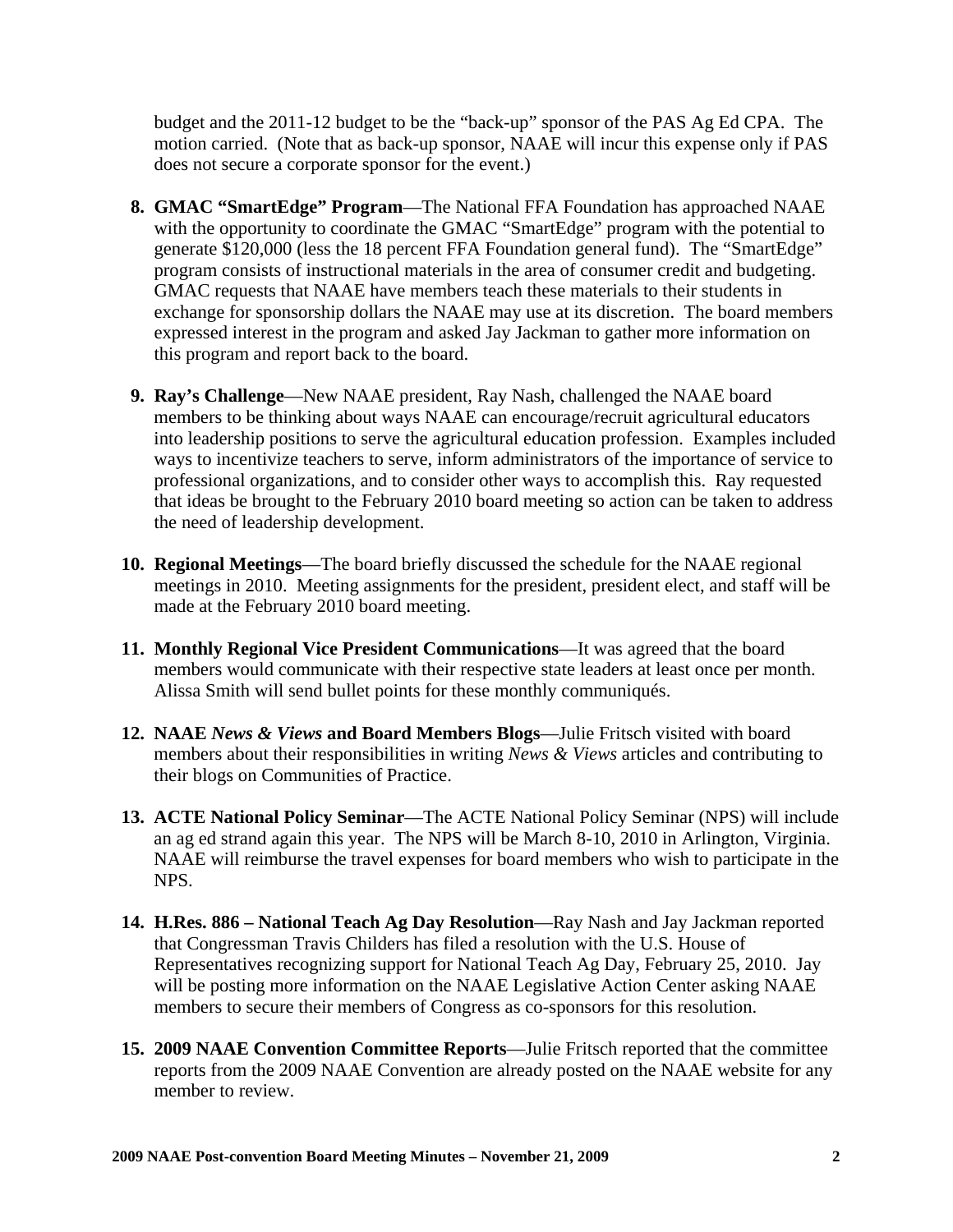budget and the 2011-12 budget to be the "back-up" sponsor of the PAS Ag Ed CPA. The motion carried. (Note that as back-up sponsor, NAAE will incur this expense only if PAS does not secure a corporate sponsor for the event.)

8. **GMAC "SmartEdge" Program**—The National FFA Foundation has approached NAAE with the opportunity to coordinate the GMAC "SmartEdge" program with the potential to generate $120,000 (less the 18 percent FFA Foundation general fund). The "SmartEdge" program consists of instructional materials in the area of consumer credit and budgeting. GMAC requests that NAAE have members teach these materials to their students in exchange for sponsorship dollars the NAAE may use at its discretion. The board members expressed interest in the program and asked Jay Jackman to gather more information on this program and report back to the board.

9. **Ray's Challenge**—New NAAE president, Ray Nash, challenged the NAAE board members to be thinking about ways NAAE can encourage/recruit agricultural educators into leadership positions to serve the agricultural education profession. Examples included ways to incentivize teachers to serve, inform administrators of the importance of service to professional organizations, and to consider other ways to accomplish this. Ray requested that ideas be brought to the February 2010 board meeting so action can be taken to address the need of leadership development.

10. **Regional Meetings**—The board briefly discussed the schedule for the NAAE regional meetings in 2010. Meeting assignments for the president, president elect, and staff will be made at the February 2010 board meeting.

11. **Monthly Regional Vice President Communications**—It was agreed that the board members would communicate with their respective state leaders at least once per month. Alissa Smith will send bullet points for these monthly communiqués.

12. **NAAE *News & Views* and Board Members Blogs**—Julie Fritsch visited with board members about their responsibilities in writing *News & Views* articles and contributing to their blogs on Communities of Practice.

13. **ACTE National Policy Seminar**—The ACTE National Policy Seminar (NPS) will include an ag ed strand again this year. The NPS will be March 8-10, 2010 in Arlington, Virginia. NAAE will reimburse the travel expenses for board members who wish to participate in the NPS.

14. **H.Res. 886 – National Teach Ag Day Resolution**—Ray Nash and Jay Jackman reported that Congressman Travis Childers has filed a resolution with the U.S. House of Representatives recognizing support for National Teach Ag Day, February 25, 2010. Jay will be posting more information on the NAAE Legislative Action Center asking NAAE members to secure their members of Congress as co-sponsors for this resolution.

15. **2009 NAAE Convention Committee Reports**—Julie Fritsch reported that the committee reports from the 2009 NAAE Convention are already posted on the NAAE website for any member to review.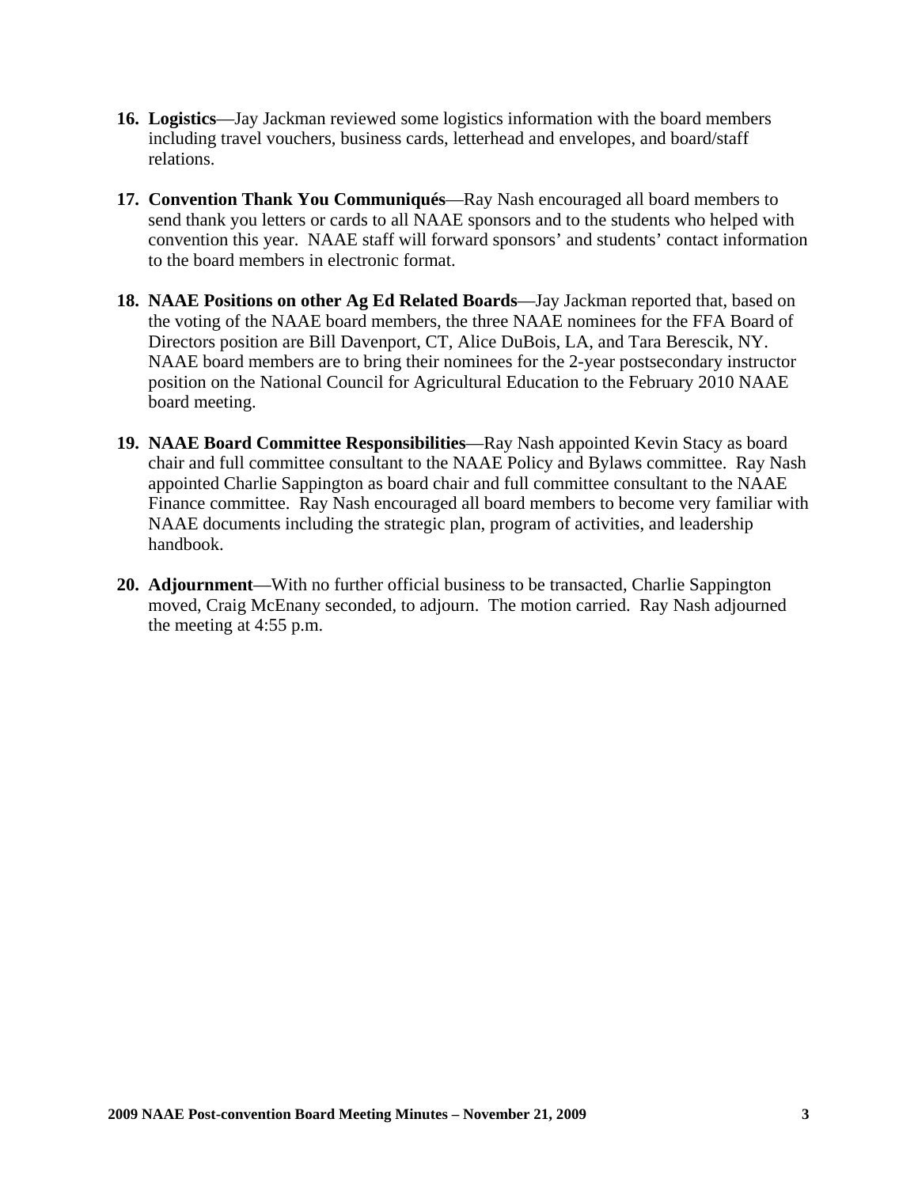16. **Logistics**—Jay Jackman reviewed some logistics information with the board members including travel vouchers, business cards, letterhead and envelopes, and board/staff relations.

17. **Convention Thank You Communiqués**—Ray Nash encouraged all board members to send thank you letters or cards to all NAAE sponsors and to the students who helped with convention this year. NAAE staff will forward sponsors' and students' contact information to the board members in electronic format.

18. **NAAE Positions on other Ag Ed Related Boards**—Jay Jackman reported that, based on the voting of the NAAE board members, the three NAAE nominees for the FFA Board of Directors position are Bill Davenport, CT, Alice DuBois, LA, and Tara Berescik, NY. NAAE board members are to bring their nominees for the 2-year postsecondary instructor position on the National Council for Agricultural Education to the February 2010 NAAE board meeting.

19. **NAAE Board Committee Responsibilities**—Ray Nash appointed Kevin Stacy as board chair and full committee consultant to the NAAE Policy and Bylaws committee. Ray Nash appointed Charlie Sappington as board chair and full committee consultant to the NAAE Finance committee. Ray Nash encouraged all board members to become very familiar with NAAE documents including the strategic plan, program of activities, and leadership handbook.

20. **Adjournment**—With no further official business to be transacted, Charlie Sappington moved, Craig McEnany seconded, to adjourn. The motion carried. Ray Nash adjourned the meeting at 4:55 p.m.